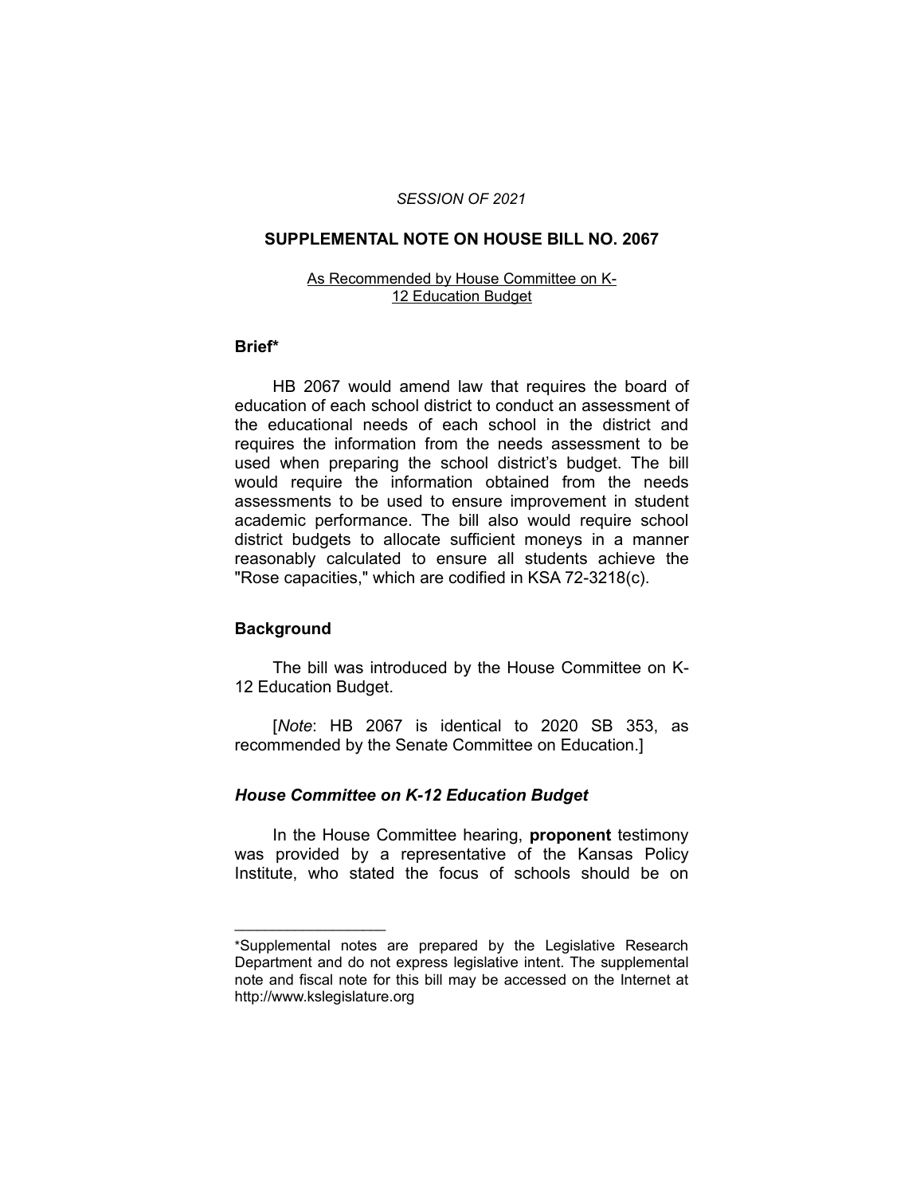*SESSION OF 2021*

## SUPPLEMENTAL NOTE ON HOUSE BILL NO. 2067

As Recommended by House Committee on K-12 Education Budget

### Brief*

HB 2067 would amend law that requires the board of education of each school district to conduct an assessment of the educational needs of each school in the district and requires the information from the needs assessment to be used when preparing the school district's budget. The bill would require the information obtained from the needs assessments to be used to ensure improvement in student academic performance. The bill also would require school district budgets to allocate sufficient moneys in a manner reasonably calculated to ensure all students achieve the "Rose capacities," which are codified in KSA 72-3218(c).

### Background

The bill was introduced by the House Committee on K-12 Education Budget.

[*Note*: HB 2067 is identical to 2020 SB 353, as recommended by the Senate Committee on Education.]

### *House Committee on K-12 Education Budget*

In the House Committee hearing, **proponent** testimony was provided by a representative of the Kansas Policy Institute, who stated the focus of schools should be on

---

*Supplemental notes are prepared by the Legislative Research Department and do not express legislative intent. The supplemental note and fiscal note for this bill may be accessed on the Internet at http://www.kslegislature.org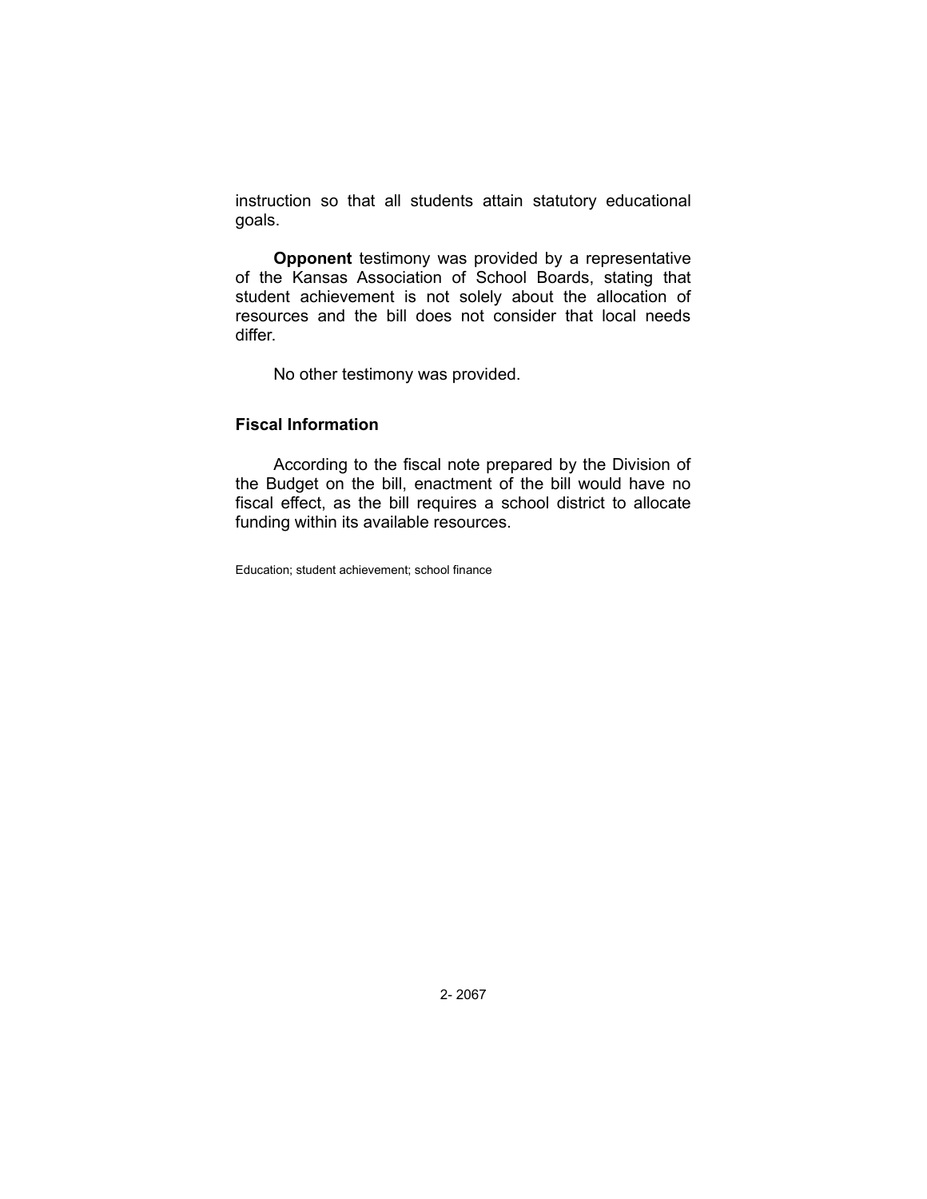instruction so that all students attain statutory educational goals.

**Opponent** testimony was provided by a representative of the Kansas Association of School Boards, stating that student achievement is not solely about the allocation of resources and the bill does not consider that local needs differ.

No other testimony was provided.

### Fiscal Information

According to the fiscal note prepared by the Division of the Budget on the bill, enactment of the bill would have no fiscal effect, as the bill requires a school district to allocate funding within its available resources.

Education; student achievement; school finance